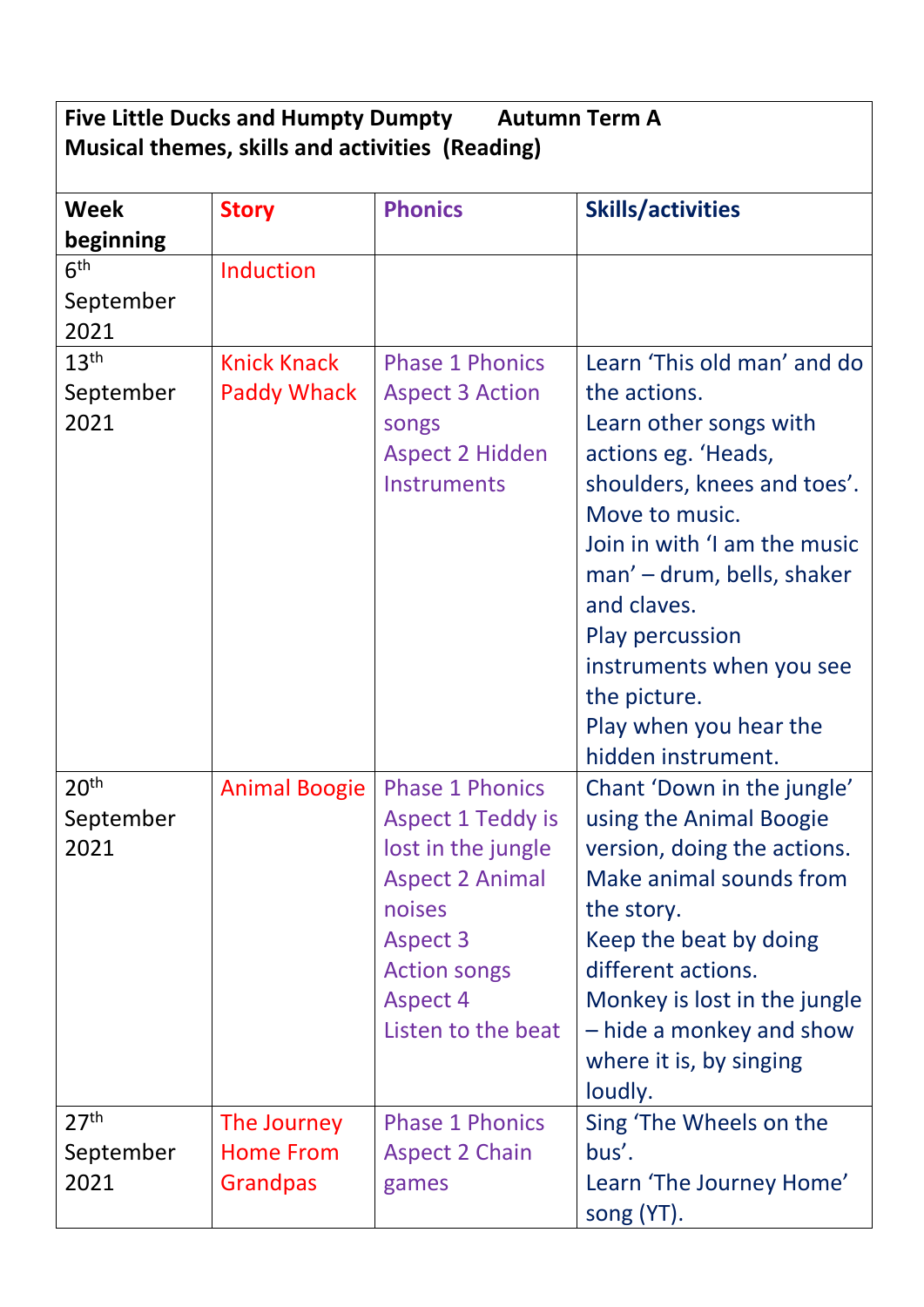**Five Little Ducks and Humpty Dumpty        Autumn Term A**
**Musical themes, skills and activities  (Reading)**

| Week beginning | Story | Phonics | Skills/activities |
|---|---|---|---|
| 6th September 2021 | Induction | | |
| 13th September 2021 | Knick Knack Paddy Whack | Phase 1 Phonics<br>Aspect 3 Action songs<br>Aspect 2 Hidden Instruments | Learn 'This old man' and do the actions.<br>Learn other songs with actions eg. 'Heads, shoulders, knees and toes'.<br>Move to music.<br>Join in with 'I am the music man' – drum, bells, shaker and claves.<br>Play percussion instruments when you see the picture.<br>Play when you hear the hidden instrument. |
| 20th September 2021 | Animal Boogie | Phase 1 Phonics<br>Aspect 1 Teddy is lost in the jungle<br>Aspect 2 Animal noises<br>Aspect 3 Action songs<br>Aspect 4 Listen to the beat | Chant 'Down in the jungle' using the Animal Boogie version, doing the actions.<br>Make animal sounds from the story.<br>Keep the beat by doing different actions.<br>Monkey is lost in the jungle – hide a monkey and show where it is, by singing loudly. |
| 27th September 2021 | The Journey Home From Grandpas | Phase 1 Phonics<br>Aspect 2 Chain games | Sing 'The Wheels on the bus'.<br>Learn 'The Journey Home' song (YT). |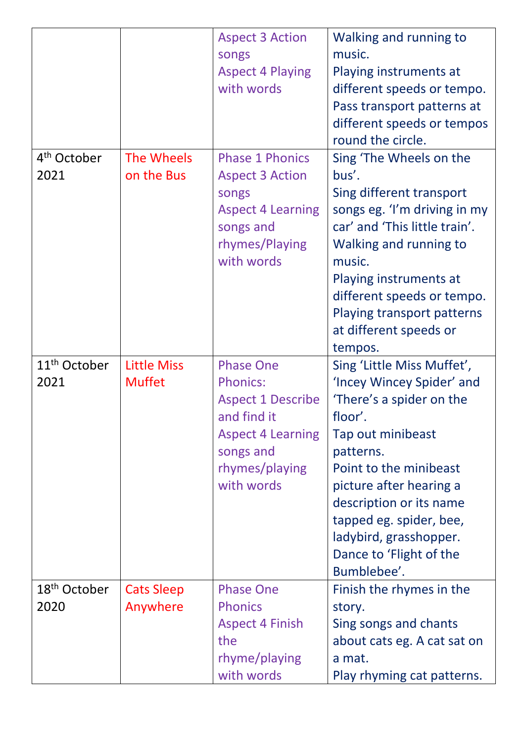| | | | |
|---|---|---|---|
| | | Aspect 3 Action songs<br>Aspect 4 Playing with words | Walking and running to music.<br>Playing instruments at different speeds or tempo.<br>Pass transport patterns at different speeds or tempos round the circle. |
| 4th October 2021 | The Wheels on the Bus | Phase 1 Phonics<br>Aspect 3 Action songs<br>Aspect 4 Learning songs and rhymes/Playing with words | Sing 'The Wheels on the bus'.<br>Sing different transport songs eg. 'I'm driving in my car' and 'This little train'.<br>Walking and running to music.<br>Playing instruments at different speeds or tempo.<br>Playing transport patterns at different speeds or tempos. |
| 11th October 2021 | Little Miss Muffet | Phase One Phonics:<br>Aspect 1 Describe and find it<br>Aspect 4 Learning songs and rhymes/playing with words | Sing 'Little Miss Muffet', 'Incey Wincey Spider' and 'There's a spider on the floor'.<br>Tap out minibeast patterns.<br>Point to the minibeast picture after hearing a description or its name tapped eg. spider, bee, ladybird, grasshopper.<br>Dance to 'Flight of the Bumblebee'. |
| 18th October 2020 | Cats Sleep Anywhere | Phase One Phonics<br>Aspect 4 Finish the rhyme/playing with words | Finish the rhymes in the story.<br>Sing songs and chants about cats eg. A cat sat on a mat.<br>Play rhyming cat patterns. |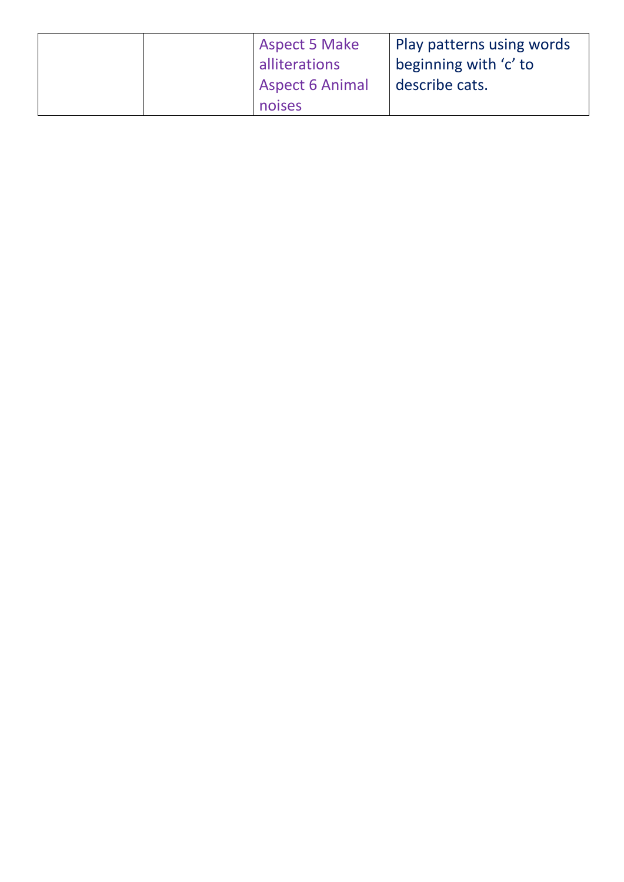| | | | |
|---|---|---|---|
| | | Aspect 5 Make alliterations<br>Aspect 6 Animal noises | Play patterns using words beginning with 'c' to describe cats. |